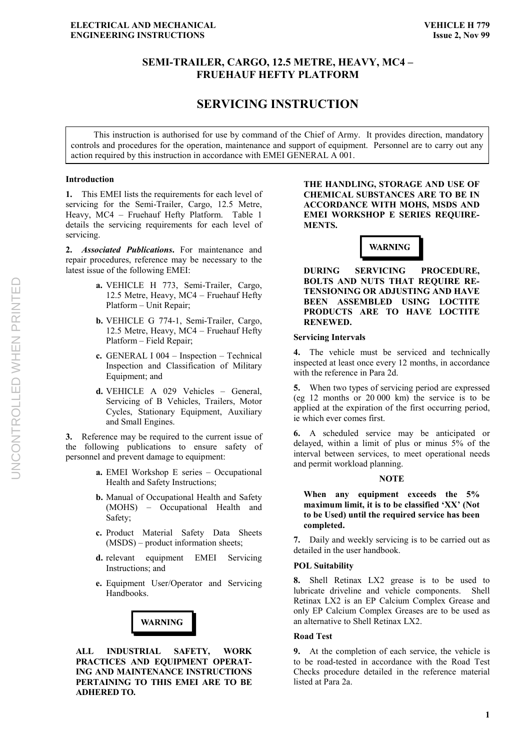# SEMI-TRAILER, CARGO, 12.5 METRE, HEAVY, MC4 – FRUEHAUF HEFTY PLATFORM

## SERVICING INSTRUCTION

This instruction is authorised for use by command of the Chief of Army. It provides direction, mandatory controls and procedures for the operation, maintenance and support of equipment. Personnel are to carry out any action required by this instruction in accordance with EMEI GENERAL A 001.

### Introduction

**1.** This EMEI lists the requirements for each level of servicing for the Semi-Trailer, Cargo, 12.5 Metre, Heavy, MC4 – Fruehauf Hefty Platform. Table 1 details the servicing requirements for each level of servicing.

**2.** ***Associated Publications***. For maintenance and repair procedures, reference may be necessary to the latest issue of the following EMEI:

- **a.** VEHICLE H 773, Semi-Trailer, Cargo, 12.5 Metre, Heavy, MC4 – Fruehauf Hefty Platform – Unit Repair;
- **b.** VEHICLE G 774-1, Semi-Trailer, Cargo, 12.5 Metre, Heavy, MC4 – Fruehauf Hefty Platform – Field Repair;
- **c.** GENERAL I 004 – Inspection – Technical Inspection and Classification of Military Equipment; and
- **d.** VEHICLE A 029 Vehicles – General, Servicing of B Vehicles, Trailers, Motor Cycles, Stationary Equipment, Auxiliary and Small Engines.

**3.** Reference may be required to the current issue of the following publications to ensure safety of personnel and prevent damage to equipment:

- **a.** EMEI Workshop E series – Occupational Health and Safety Instructions;
- **b.** Manual of Occupational Health and Safety (MOHS) – Occupational Health and Safety;
- **c.** Product Material Safety Data Sheets (MSDS) – product information sheets;
- **d.** relevant equipment EMEI Servicing Instructions; and
- **e.** Equipment User/Operator and Servicing Handbooks.

**WARNING**

**ALL INDUSTRIAL SAFETY, WORK PRACTICES AND EQUIPMENT OPERATING AND MAINTENANCE INSTRUCTIONS PERTAINING TO THIS EMEI ARE TO BE ADHERED TO.**

**THE HANDLING, STORAGE AND USE OF CHEMICAL SUBSTANCES ARE TO BE IN ACCORDANCE WITH MOHS, MSDS AND EMEI WORKSHOP E SERIES REQUIREMENTS.**

**WARNING**

**DURING SERVICING PROCEDURE, BOLTS AND NUTS THAT REQUIRE RE-TENSIONING OR ADJUSTING AND HAVE BEEN ASSEMBLED USING LOCTITE PRODUCTS ARE TO HAVE LOCTITE RENEWED.**

### Servicing Intervals

**4.** The vehicle must be serviced and technically inspected at least once every 12 months, in accordance with the reference in Para 2d.

**5.** When two types of servicing period are expressed (eg 12 months or 20 000 km) the service is to be applied at the expiration of the first occurring period, ie which ever comes first.

**6.** A scheduled service may be anticipated or delayed, within a limit of plus or minus 5% of the interval between services, to meet operational needs and permit workload planning.

**NOTE**

**When any equipment exceeds the 5% maximum limit, it is to be classified 'XX' (Not to be Used) until the required service has been completed.**

**7.** Daily and weekly servicing is to be carried out as detailed in the user handbook.

### POL Suitability

**8.** Shell Retinax LX2 grease is to be used to lubricate driveline and vehicle components. Shell Retinax LX2 is an EP Calcium Complex Grease and only EP Calcium Complex Greases are to be used as an alternative to Shell Retinax LX2.

### Road Test

**9.** At the completion of each service, the vehicle is to be road-tested in accordance with the Road Test Checks procedure detailed in the reference material listed at Para 2a.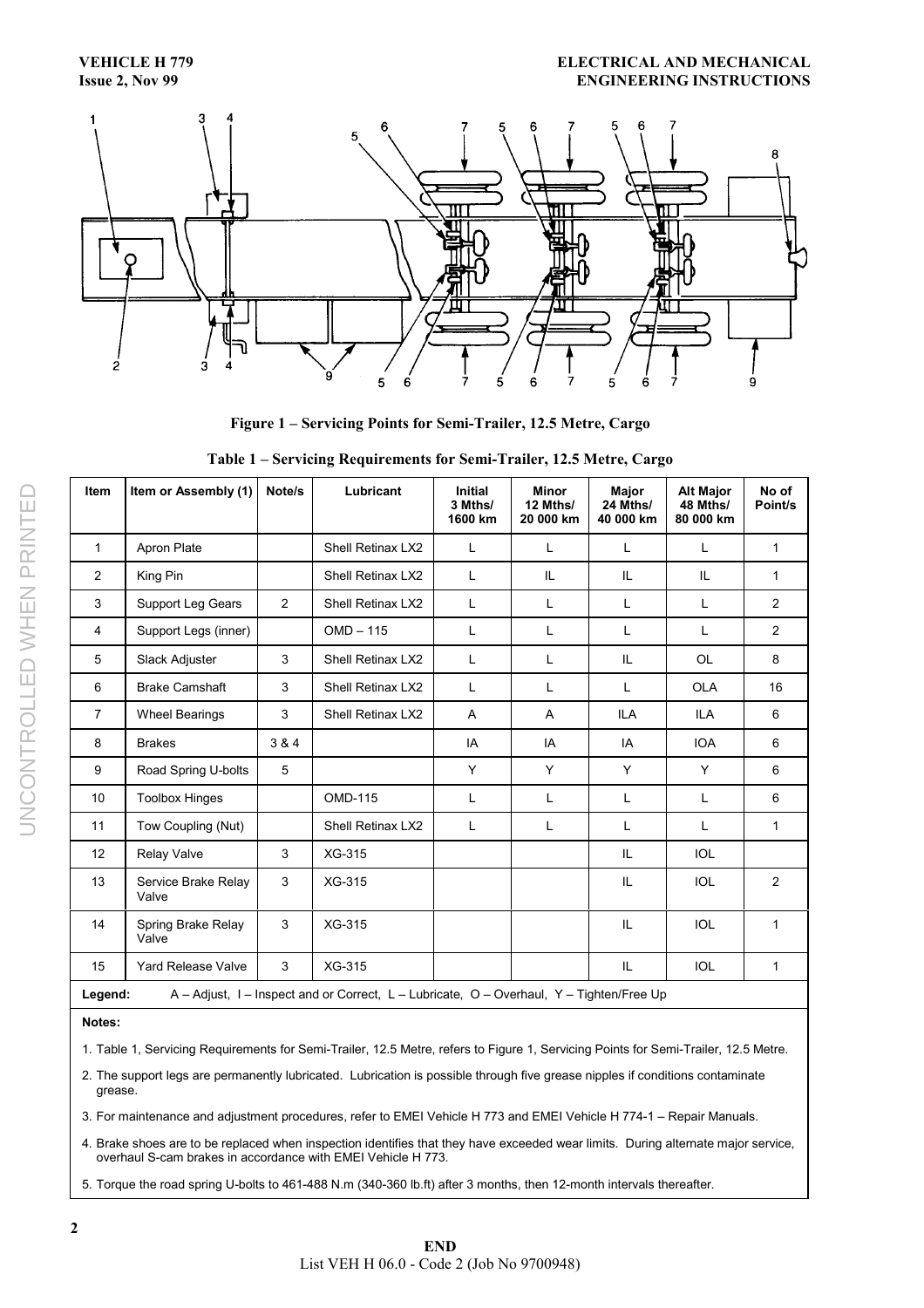1 3 4 6 5 7 5 6 7 5 6 7 8

2 3 4 9 5 6 7 5 6 7 5 6 7 9

**Figure 1 – Servicing Points for Semi-Trailer, 12.5 Metre, Cargo**

**Table 1 – Servicing Requirements for Semi-Trailer, 12.5 Metre, Cargo**

| Item | Item or Assembly (1) | Note/s | Lubricant | Initial 3 Mths/ 1600 km | Minor 12 Mths/ 20 000 km | Major 24 Mths/ 40 000 km | Alt Major 48 Mths/ 80 000 km | No of Point/s |
|---|---|---|---|---|---|---|---|---|
| 1 | Apron Plate | | Shell Retinax LX2 | L | L | L | L | 1 |
| 2 | King Pin | | Shell Retinax LX2 | L | IL | IL | IL | 1 |
| 3 | Support Leg Gears | 2 | Shell Retinax LX2 | L | L | L | L | 2 |
| 4 | Support Legs (inner) | | OMD – 115 | L | L | L | L | 2 |
| 5 | Slack Adjuster | 3 | Shell Retinax LX2 | L | L | IL | OL | 8 |
| 6 | Brake Camshaft | 3 | Shell Retinax LX2 | L | L | L | OLA | 16 |
| 7 | Wheel Bearings | 3 | Shell Retinax LX2 | A | A | ILA | ILA | 6 |
| 8 | Brakes | 3 & 4 | | IA | IA | IA | IOA | 6 |
| 9 | Road Spring U-bolts | 5 | | Y | Y | Y | Y | 6 |
| 10 | Toolbox Hinges | | OMD-115 | L | L | L | L | 6 |
| 11 | Tow Coupling (Nut) | | Shell Retinax LX2 | L | L | L | L | 1 |
| 12 | Relay Valve | 3 | XG-315 | | | IL | IOL | |
| 13 | Service Brake Relay Valve | 3 | XG-315 | | | IL | IOL | 2 |
| 14 | Spring Brake Relay Valve | 3 | XG-315 | | | IL | IOL | 1 |
| 15 | Yard Release Valve | 3 | XG-315 | | | IL | IOL | 1 |

**Legend:** A – Adjust, I – Inspect and or Correct, L – Lubricate, O – Overhaul, Y – Tighten/Free Up

**Notes:**

1. Table 1, Servicing Requirements for Semi-Trailer, 12.5 Metre, refers to Figure 1, Servicing Points for Semi-Trailer, 12.5 Metre.
2. The support legs are permanently lubricated. Lubrication is possible through five grease nipples if conditions contaminate grease.
3. For maintenance and adjustment procedures, refer to EMEI Vehicle H 773 and EMEI Vehicle H 774-1 – Repair Manuals.
4. Brake shoes are to be replaced when inspection identifies that they have exceeded wear limits. During alternate major service, overhaul S-cam brakes in accordance with EMEI Vehicle H 773.
5. Torque the road spring U-bolts to 461-488 N.m (340-360 lb.ft) after 3 months, then 12-month intervals thereafter.

**END**

List VEH H 06.0 - Code 2 (Job No 9700948)